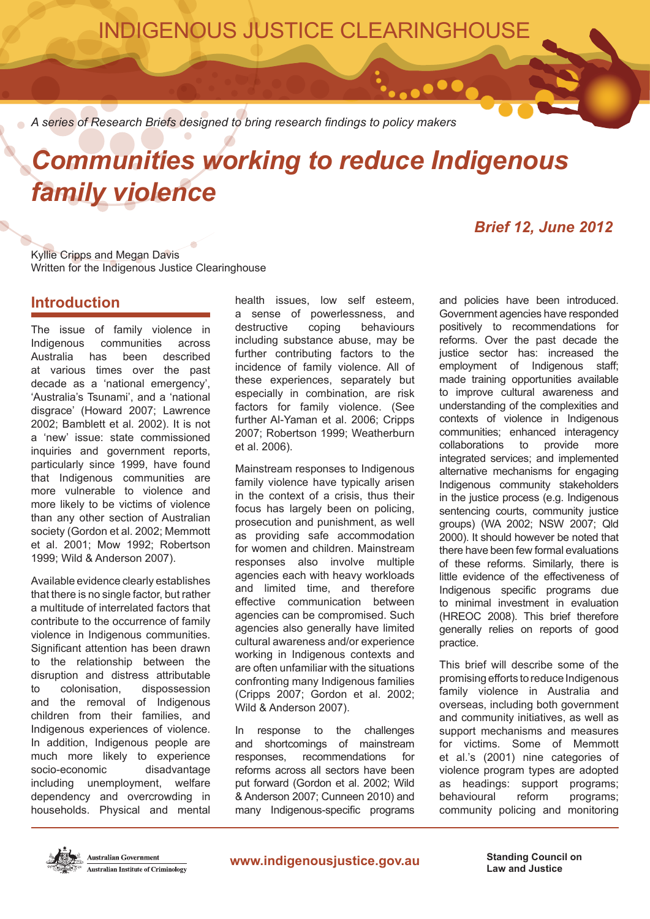INDIGENOUS JUSTICE CLEARINGHOUSE

*A series of Research Briefs designed to bring research findings to policy makers*

# Communities working to reduce Indigenous family violence

*Brief 12, June 2012*

Kyllie Cripps and Megan Davis
Written for the Indigenous Justice Clearinghouse

## Introduction

The issue of family violence in Indigenous communities across Australia has been described at various times over the past decade as a 'national emergency', 'Australia's Tsunami', and a 'national disgrace' (Howard 2007; Lawrence 2002; Bamblett et al. 2002). It is not a 'new' issue: state commissioned inquiries and government reports, particularly since 1999, have found that Indigenous communities are more vulnerable to violence and more likely to be victims of violence than any other section of Australian society (Gordon et al. 2002; Memmott et al. 2001; Mow 1992; Robertson 1999; Wild & Anderson 2007).

Available evidence clearly establishes that there is no single factor, but rather a multitude of interrelated factors that contribute to the occurrence of family violence in Indigenous communities. Significant attention has been drawn to the relationship between the disruption and distress attributable to colonisation, dispossession and the removal of Indigenous children from their families, and Indigenous experiences of violence. In addition, Indigenous people are much more likely to experience socio-economic disadvantage including unemployment, welfare dependency and overcrowding in households. Physical and mental health issues, low self esteem, a sense of powerlessness, and destructive coping behaviours including substance abuse, may be further contributing factors to the incidence of family violence. All of these experiences, separately but especially in combination, are risk factors for family violence. (See further Al-Yaman et al. 2006; Cripps 2007; Robertson 1999; Weatherburn et al. 2006).

Mainstream responses to Indigenous family violence have typically arisen in the context of a crisis, thus their focus has largely been on policing, prosecution and punishment, as well as providing safe accommodation for women and children. Mainstream responses also involve multiple agencies each with heavy workloads and limited time, and therefore effective communication between agencies can be compromised. Such agencies also generally have limited cultural awareness and/or experience working in Indigenous contexts and are often unfamiliar with the situations confronting many Indigenous families (Cripps 2007; Gordon et al. 2002; Wild & Anderson 2007).

In response to the challenges and shortcomings of mainstream responses, recommendations for reforms across all sectors have been put forward (Gordon et al. 2002; Wild & Anderson 2007; Cunneen 2010) and many Indigenous-specific programs and policies have been introduced. Government agencies have responded positively to recommendations for reforms. Over the past decade the justice sector has: increased the employment of Indigenous staff; made training opportunities available to improve cultural awareness and understanding of the complexities and contexts of violence in Indigenous communities; enhanced interagency collaborations to provide more integrated services; and implemented alternative mechanisms for engaging Indigenous community stakeholders in the justice process (e.g. Indigenous sentencing courts, community justice groups) (WA 2002; NSW 2007; Qld 2000). It should however be noted that there have been few formal evaluations of these reforms. Similarly, there is little evidence of the effectiveness of Indigenous specific programs due to minimal investment in evaluation (HREOC 2008). This brief therefore generally relies on reports of good practice.

This brief will describe some of the promising efforts to reduce Indigenous family violence in Australia and overseas, including both government and community initiatives, as well as support mechanisms and measures for victims. Some of Memmott et al.'s (2001) nine categories of violence program types are adopted as headings: support programs; behavioural reform programs; community policing and monitoring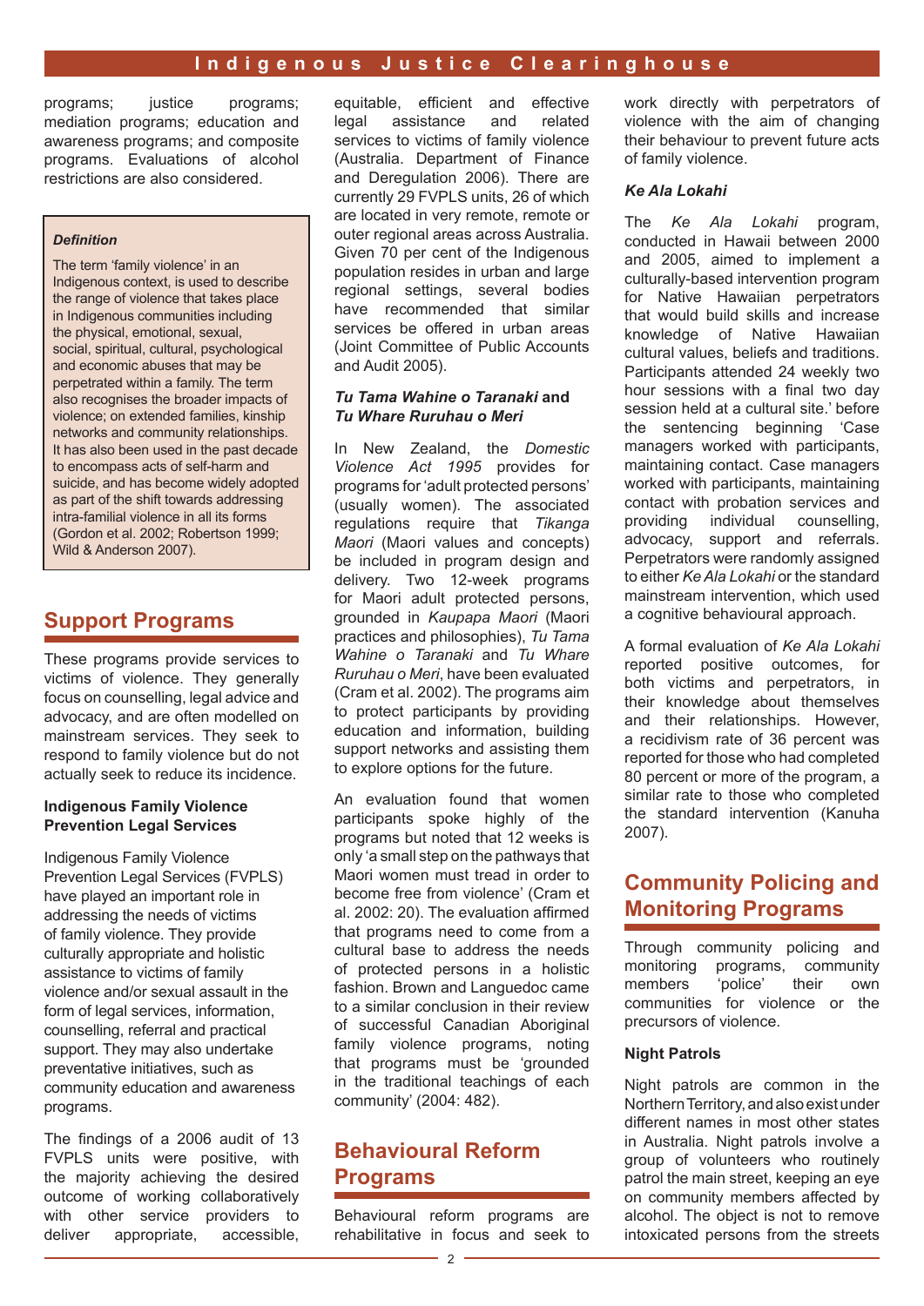programs; justice programs; mediation programs; education and awareness programs; and composite programs. Evaluations of alcohol restrictions are also considered.

> ***Definition***
>
> The term 'family violence' in an Indigenous context, is used to describe the range of violence that takes place in Indigenous communities including the physical, emotional, sexual, social, spiritual, cultural, psychological and economic abuses that may be perpetrated within a family. The term also recognises the broader impacts of violence; on extended families, kinship networks and community relationships. It has also been used in the past decade to encompass acts of self-harm and suicide, and has become widely adopted as part of the shift towards addressing intra-familial violence in all its forms (Gordon et al. 2002; Robertson 1999; Wild & Anderson 2007).

## Support Programs

These programs provide services to victims of violence. They generally focus on counselling, legal advice and advocacy, and are often modelled on mainstream services. They seek to respond to family violence but do not actually seek to reduce its incidence.

### Indigenous Family Violence Prevention Legal Services

Indigenous Family Violence Prevention Legal Services (FVPLS) have played an important role in addressing the needs of victims of family violence. They provide culturally appropriate and holistic assistance to victims of family violence and/or sexual assault in the form of legal services, information, counselling, referral and practical support. They may also undertake preventative initiatives, such as community education and awareness programs.

The findings of a 2006 audit of 13 FVPLS units were positive, with the majority achieving the desired outcome of working collaboratively with other service providers to deliver appropriate, accessible, equitable, efficient and effective legal assistance and related services to victims of family violence (Australia. Department of Finance and Deregulation 2006). There are currently 29 FVPLS units, 26 of which are located in very remote, remote or outer regional areas across Australia. Given 70 per cent of the Indigenous population resides in urban and large regional settings, several bodies have recommended that similar services be offered in urban areas (Joint Committee of Public Accounts and Audit 2005).

### *Tu Tama Wahine o Taranaki* and *Tu Whare Ruruhau o Meri*

In New Zealand, the *Domestic Violence Act 1995* provides for programs for 'adult protected persons' (usually women). The associated regulations require that *Tikanga Maori* (Maori values and concepts) be included in program design and delivery. Two 12-week programs for Maori adult protected persons, grounded in *Kaupapa Maori* (Maori practices and philosophies), *Tu Tama Wahine o Taranaki* and *Tu Whare Ruruhau o Meri*, have been evaluated (Cram et al. 2002). The programs aim to protect participants by providing education and information, building support networks and assisting them to explore options for the future.

An evaluation found that women participants spoke highly of the programs but noted that 12 weeks is only 'a small step on the pathways that Maori women must tread in order to become free from violence' (Cram et al. 2002: 20). The evaluation affirmed that programs need to come from a cultural base to address the needs of protected persons in a holistic fashion. Brown and Languedoc came to a similar conclusion in their review of successful Canadian Aboriginal family violence programs, noting that programs must be 'grounded in the traditional teachings of each community' (2004: 482).

## Behavioural Reform Programs

Behavioural reform programs are rehabilitative in focus and seek to work directly with perpetrators of violence with the aim of changing their behaviour to prevent future acts of family violence.

### *Ke Ala Lokahi*

The *Ke Ala Lokahi* program, conducted in Hawaii between 2000 and 2005, aimed to implement a culturally-based intervention program for Native Hawaiian perpetrators that would build skills and increase knowledge of Native Hawaiian cultural values, beliefs and traditions. Participants attended 24 weekly two hour sessions with a final two day session held at a cultural site.' before the sentencing beginning 'Case managers worked with participants, maintaining contact. Case managers worked with participants, maintaining contact with probation services and providing individual counselling, advocacy, support and referrals. Perpetrators were randomly assigned to either *Ke Ala Lokahi* or the standard mainstream intervention, which used a cognitive behavioural approach.

A formal evaluation of *Ke Ala Lokahi* reported positive outcomes, for both victims and perpetrators, in their knowledge about themselves and their relationships. However, a recidivism rate of 36 percent was reported for those who had completed 80 percent or more of the program, a similar rate to those who completed the standard intervention (Kanuha 2007).

## Community Policing and Monitoring Programs

Through community policing and monitoring programs, community members 'police' their own communities for violence or the precursors of violence.

### Night Patrols

Night patrols are common in the Northern Territory, and also exist under different names in most other states in Australia. Night patrols involve a group of volunteers who routinely patrol the main street, keeping an eye on community members affected by alcohol. The object is not to remove intoxicated persons from the streets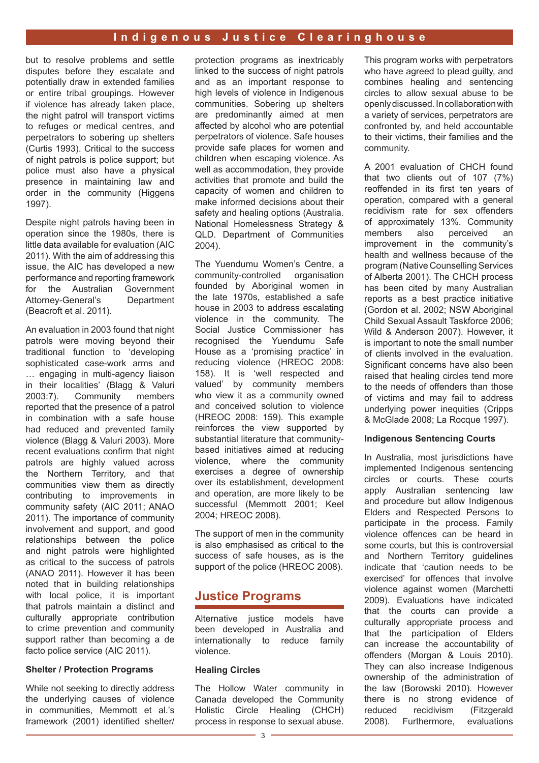but to resolve problems and settle disputes before they escalate and potentially draw in extended families or entire tribal groupings. However if violence has already taken place, the night patrol will transport victims to refuges or medical centres, and perpetrators to sobering up shelters (Curtis 1993). Critical to the success of night patrols is police support; but police must also have a physical presence in maintaining law and order in the community (Higgens 1997).

Despite night patrols having been in operation since the 1980s, there is little data available for evaluation (AIC 2011). With the aim of addressing this issue, the AIC has developed a new performance and reporting framework for the Australian Government Attorney-General's Department (Beacroft et al. 2011).

An evaluation in 2003 found that night patrols were moving beyond their traditional function to 'developing sophisticated case-work arms and … engaging in multi-agency liaison in their localities' (Blagg & Valuri 2003:7). Community members reported that the presence of a patrol in combination with a safe house had reduced and prevented family violence (Blagg & Valuri 2003). More recent evaluations confirm that night patrols are highly valued across the Northern Territory, and that communities view them as directly contributing to improvements in community safety (AIC 2011; ANAO 2011). The importance of community involvement and support, and good relationships between the police and night patrols were highlighted as critical to the success of patrols (ANAO 2011). However it has been noted that in building relationships with local police, it is important that patrols maintain a distinct and culturally appropriate contribution to crime prevention and community support rather than becoming a de facto police service (AIC 2011).

**Shelter / Protection Programs**

While not seeking to directly address the underlying causes of violence in communities, Memmott et al.'s framework (2001) identified shelter/protection programs as inextricably linked to the success of night patrols and as an important response to high levels of violence in Indigenous communities. Sobering up shelters are predominantly aimed at men affected by alcohol who are potential perpetrators of violence. Safe houses provide safe places for women and children when escaping violence. As well as accommodation, they provide activities that promote and build the capacity of women and children to make informed decisions about their safety and healing options (Australia. National Homelessness Strategy & QLD. Department of Communities 2004).

The Yuendumu Women's Centre, a community-controlled organisation founded by Aboriginal women in the late 1970s, established a safe house in 2003 to address escalating violence in the community. The Social Justice Commissioner has recognised the Yuendumu Safe House as a 'promising practice' in reducing violence (HREOC 2008: 158). It is 'well respected and valued' by community members who view it as a community owned and conceived solution to violence (HREOC 2008: 159). This example reinforces the view supported by substantial literature that community-based initiatives aimed at reducing violence, where the community exercises a degree of ownership over its establishment, development and operation, are more likely to be successful (Memmott 2001; Keel 2004; HREOC 2008).

The support of men in the community is also emphasised as critical to the success of safe houses, as is the support of the police (HREOC 2008).

## Justice Programs

Alternative justice models have been developed in Australia and internationally to reduce family violence.

**Healing Circles**

The Hollow Water community in Canada developed the Community Holistic Circle Healing (CHCH) process in response to sexual abuse. This program works with perpetrators who have agreed to plead guilty, and combines healing and sentencing circles to allow sexual abuse to be openly discussed. In collaboration with a variety of services, perpetrators are confronted by, and held accountable to their victims, their families and the community.

A 2001 evaluation of CHCH found that two clients out of 107 (7%) reoffended in its first ten years of operation, compared with a general recidivism rate for sex offenders of approximately 13%. Community members also perceived an improvement in the community's health and wellness because of the program (Native Counselling Services of Alberta 2001). The CHCH process has been cited by many Australian reports as a best practice initiative (Gordon et al. 2002; NSW Aboriginal Child Sexual Assault Taskforce 2006; Wild & Anderson 2007). However, it is important to note the small number of clients involved in the evaluation. Significant concerns have also been raised that healing circles tend more to the needs of offenders than those of victims and may fail to address underlying power inequities (Cripps & McGlade 2008; La Rocque 1997).

**Indigenous Sentencing Courts**

In Australia, most jurisdictions have implemented Indigenous sentencing circles or courts. These courts apply Australian sentencing law and procedure but allow Indigenous Elders and Respected Persons to participate in the process. Family violence offences can be heard in some courts, but this is controversial and Northern Territory guidelines indicate that 'caution needs to be exercised' for offences that involve violence against women (Marchetti 2009). Evaluations have indicated that the courts can provide a culturally appropriate process and that the participation of Elders can increase the accountability of offenders (Morgan & Louis 2010). They can also increase Indigenous ownership of the administration of the law (Borowski 2010). However there is no strong evidence of reduced recidivism (Fitzgerald 2008). Furthermore, evaluations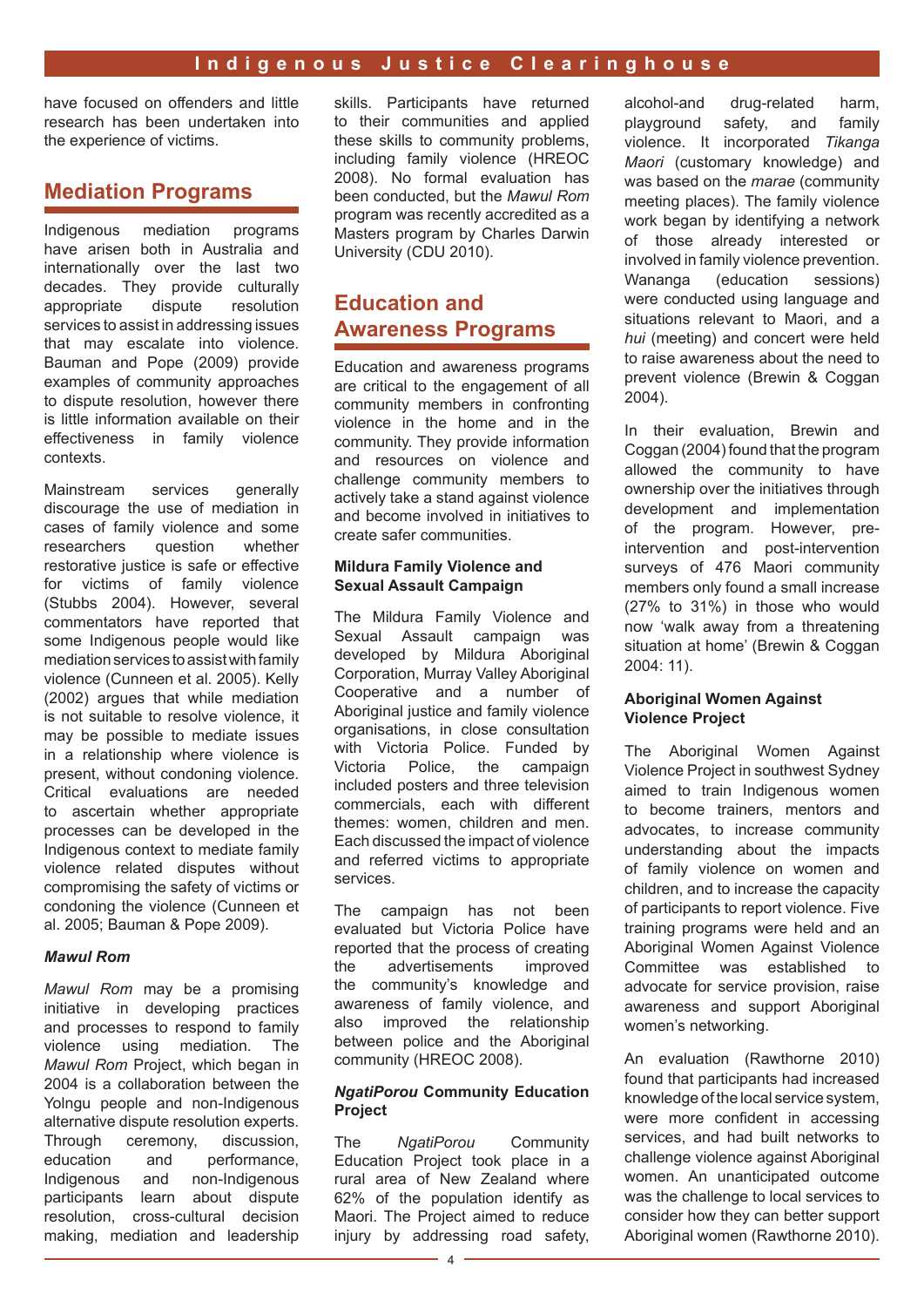have focused on offenders and little research has been undertaken into the experience of victims.

## Mediation Programs

Indigenous mediation programs have arisen both in Australia and internationally over the last two decades. They provide culturally appropriate dispute resolution services to assist in addressing issues that may escalate into violence. Bauman and Pope (2009) provide examples of community approaches to dispute resolution, however there is little information available on their effectiveness in family violence contexts.

Mainstream services generally discourage the use of mediation in cases of family violence and some researchers question whether restorative justice is safe or effective for victims of family violence (Stubbs 2004). However, several commentators have reported that some Indigenous people would like mediation services to assist with family violence (Cunneen et al. 2005). Kelly (2002) argues that while mediation is not suitable to resolve violence, it may be possible to mediate issues in a relationship where violence is present, without condoning violence. Critical evaluations are needed to ascertain whether appropriate processes can be developed in the Indigenous context to mediate family violence related disputes without compromising the safety of victims or condoning the violence (Cunneen et al. 2005; Bauman & Pope 2009).

### *Mawul Rom*

*Mawul Rom* may be a promising initiative in developing practices and processes to respond to family violence using mediation. The *Mawul Rom* Project, which began in 2004 is a collaboration between the Yolngu people and non-Indigenous alternative dispute resolution experts. Through ceremony, discussion, education and performance, Indigenous and non-Indigenous participants learn about dispute resolution, cross-cultural decision making, mediation and leadership skills. Participants have returned to their communities and applied these skills to community problems, including family violence (HREOC 2008). No formal evaluation has been conducted, but the *Mawul Rom* program was recently accredited as a Masters program by Charles Darwin University (CDU 2010).

## Education and Awareness Programs

Education and awareness programs are critical to the engagement of all community members in confronting violence in the home and in the community. They provide information and resources on violence and challenge community members to actively take a stand against violence and become involved in initiatives to create safer communities.

### Mildura Family Violence and Sexual Assault Campaign

The Mildura Family Violence and Sexual Assault campaign was developed by Mildura Aboriginal Corporation, Murray Valley Aboriginal Cooperative and a number of Aboriginal justice and family violence organisations, in close consultation with Victoria Police. Funded by Victoria Police, the campaign included posters and three television commercials, each with different themes: women, children and men. Each discussed the impact of violence and referred victims to appropriate services.

The campaign has not been evaluated but Victoria Police have reported that the process of creating the advertisements improved the community's knowledge and awareness of family violence, and also improved the relationship between police and the Aboriginal community (HREOC 2008).

### *NgatiPorou* Community Education Project

The *NgatiPorou* Community Education Project took place in a rural area of New Zealand where 62% of the population identify as Maori. The Project aimed to reduce injury by addressing road safety, alcohol-and drug-related harm, playground safety, and family violence. It incorporated *Tikanga Maori* (customary knowledge) and was based on the *marae* (community meeting places). The family violence work began by identifying a network of those already interested or involved in family violence prevention. Wananga (education sessions) were conducted using language and situations relevant to Maori, and a *hui* (meeting) and concert were held to raise awareness about the need to prevent violence (Brewin & Coggan 2004).

In their evaluation, Brewin and Coggan (2004) found that the program allowed the community to have ownership over the initiatives through development and implementation of the program. However, pre-intervention and post-intervention surveys of 476 Maori community members only found a small increase (27% to 31%) in those who would now 'walk away from a threatening situation at home' (Brewin & Coggan 2004: 11).

### Aboriginal Women Against Violence Project

The Aboriginal Women Against Violence Project in southwest Sydney aimed to train Indigenous women to become trainers, mentors and advocates, to increase community understanding about the impacts of family violence on women and children, and to increase the capacity of participants to report violence. Five training programs were held and an Aboriginal Women Against Violence Committee was established to advocate for service provision, raise awareness and support Aboriginal women's networking.

An evaluation (Rawthorne 2010) found that participants had increased knowledge of the local service system, were more confident in accessing services, and had built networks to challenge violence against Aboriginal women. An unanticipated outcome was the challenge to local services to consider how they can better support Aboriginal women (Rawthorne 2010).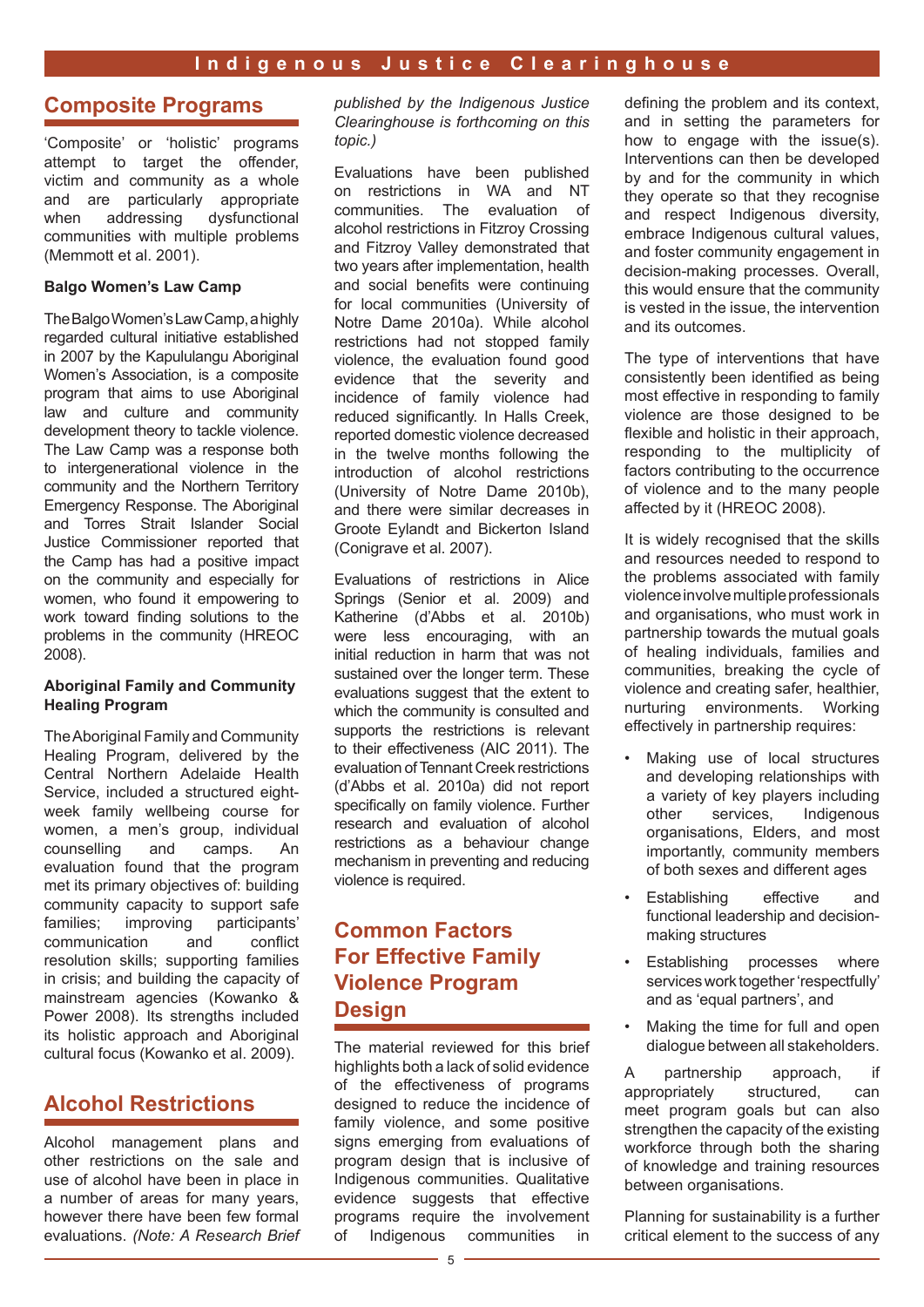## Composite Programs

'Composite' or 'holistic' programs attempt to target the offender, victim and community as a whole and are particularly appropriate when addressing dysfunctional communities with multiple problems (Memmott et al. 2001).

### Balgo Women's Law Camp

The Balgo Women's Law Camp, a highly regarded cultural initiative established in 2007 by the Kapululangu Aboriginal Women's Association, is a composite program that aims to use Aboriginal law and culture and community development theory to tackle violence. The Law Camp was a response both to intergenerational violence in the community and the Northern Territory Emergency Response. The Aboriginal and Torres Strait Islander Social Justice Commissioner reported that the Camp has had a positive impact on the community and especially for women, who found it empowering to work toward finding solutions to the problems in the community (HREOC 2008).

### Aboriginal Family and Community Healing Program

The Aboriginal Family and Community Healing Program, delivered by the Central Northern Adelaide Health Service, included a structured eight-week family wellbeing course for women, a men's group, individual counselling and camps. An evaluation found that the program met its primary objectives of: building community capacity to support safe families; improving participants' communication and conflict resolution skills; supporting families in crisis; and building the capacity of mainstream agencies (Kowanko & Power 2008). Its strengths included its holistic approach and Aboriginal cultural focus (Kowanko et al. 2009).

## Alcohol Restrictions

Alcohol management plans and other restrictions on the sale and use of alcohol have been in place in a number of areas for many years, however there have been few formal evaluations. *(Note: A Research Brief published by the Indigenous Justice Clearinghouse is forthcoming on this topic.)*

Evaluations have been published on restrictions in WA and NT communities. The evaluation of alcohol restrictions in Fitzroy Crossing and Fitzroy Valley demonstrated that two years after implementation, health and social benefits were continuing for local communities (University of Notre Dame 2010a). While alcohol restrictions had not stopped family violence, the evaluation found good evidence that the severity and incidence of family violence had reduced significantly. In Halls Creek, reported domestic violence decreased in the twelve months following the introduction of alcohol restrictions (University of Notre Dame 2010b), and there were similar decreases in Groote Eylandt and Bickerton Island (Conigrave et al. 2007).

Evaluations of restrictions in Alice Springs (Senior et al. 2009) and Katherine (d'Abbs et al. 2010b) were less encouraging, with an initial reduction in harm that was not sustained over the longer term. These evaluations suggest that the extent to which the community is consulted and supports the restrictions is relevant to their effectiveness (AIC 2011). The evaluation of Tennant Creek restrictions (d'Abbs et al. 2010a) did not report specifically on family violence. Further research and evaluation of alcohol restrictions as a behaviour change mechanism in preventing and reducing violence is required.

## Common Factors For Effective Family Violence Program Design

The material reviewed for this brief highlights both a lack of solid evidence of the effectiveness of programs designed to reduce the incidence of family violence, and some positive signs emerging from evaluations of program design that is inclusive of Indigenous communities. Qualitative evidence suggests that effective programs require the involvement of Indigenous communities in defining the problem and its context, and in setting the parameters for how to engage with the issue(s). Interventions can then be developed by and for the community in which they operate so that they recognise and respect Indigenous diversity, embrace Indigenous cultural values, and foster community engagement in decision-making processes. Overall, this would ensure that the community is vested in the issue, the intervention and its outcomes.

The type of interventions that have consistently been identified as being most effective in responding to family violence are those designed to be flexible and holistic in their approach, responding to the multiplicity of factors contributing to the occurrence of violence and to the many people affected by it (HREOC 2008).

It is widely recognised that the skills and resources needed to respond to the problems associated with family violence involve multiple professionals and organisations, who must work in partnership towards the mutual goals of healing individuals, families and communities, breaking the cycle of violence and creating safer, healthier, nurturing environments. Working effectively in partnership requires:

- Making use of local structures and developing relationships with a variety of key players including other services, Indigenous organisations, Elders, and most importantly, community members of both sexes and different ages
- Establishing effective and functional leadership and decision-making structures
- Establishing processes where services work together 'respectfully' and as 'equal partners', and
- Making the time for full and open dialogue between all stakeholders.

A partnership approach, if appropriately structured, can meet program goals but can also strengthen the capacity of the existing workforce through both the sharing of knowledge and training resources between organisations.

Planning for sustainability is a further critical element to the success of any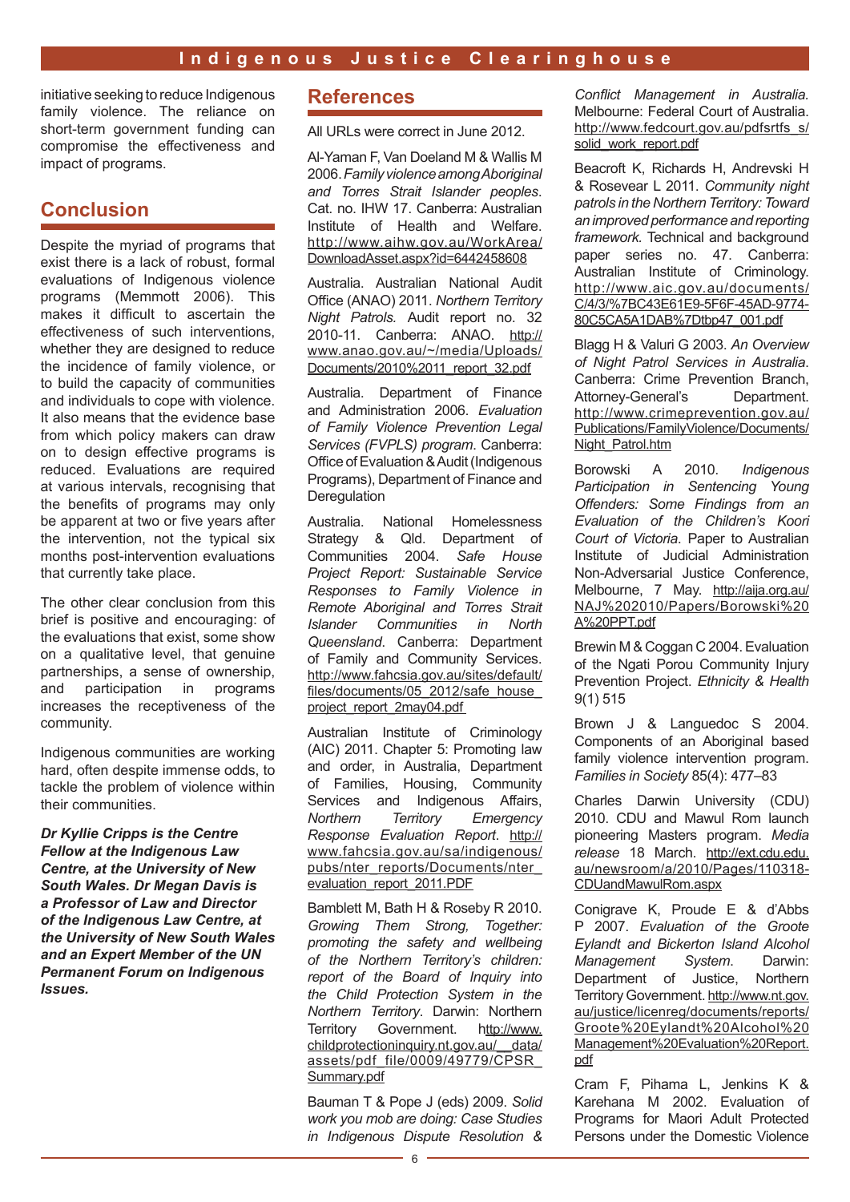initiative seeking to reduce Indigenous family violence. The reliance on short-term government funding can compromise the effectiveness and impact of programs.

## Conclusion

Despite the myriad of programs that exist there is a lack of robust, formal evaluations of Indigenous violence programs (Memmott 2006). This makes it difficult to ascertain the effectiveness of such interventions, whether they are designed to reduce the incidence of family violence, or to build the capacity of communities and individuals to cope with violence. It also means that the evidence base from which policy makers can draw on to design effective programs is reduced. Evaluations are required at various intervals, recognising that the benefits of programs may only be apparent at two or five years after the intervention, not the typical six months post-intervention evaluations that currently take place.

The other clear conclusion from this brief is positive and encouraging: of the evaluations that exist, some show on a qualitative level, that genuine partnerships, a sense of ownership, and participation in programs increases the receptiveness of the community.

Indigenous communities are working hard, often despite immense odds, to tackle the problem of violence within their communities.

***Dr Kyllie Cripps is the Centre Fellow at the Indigenous Law Centre, at the University of New South Wales. Dr Megan Davis is a Professor of Law and Director of the Indigenous Law Centre, at the University of New South Wales and an Expert Member of the UN Permanent Forum on Indigenous Issues.***

## References

All URLs were correct in June 2012.

Al-Yaman F, Van Doeland M & Wallis M 2006. *Family violence among Aboriginal and Torres Strait Islander peoples*. Cat. no. IHW 17. Canberra: Australian Institute of Health and Welfare. http://www.aihw.gov.au/WorkArea/DownloadAsset.aspx?id=6442458608

Australia. Australian National Audit Office (ANAO) 2011. *Northern Territory Night Patrols.* Audit report no. 32 2010-11. Canberra: ANAO. http://www.anao.gov.au/~/media/Uploads/Documents/2010%2011_report_32.pdf

Australia. Department of Finance and Administration 2006. *Evaluation of Family Violence Prevention Legal Services (FVPLS) program*. Canberra: Office of Evaluation & Audit (Indigenous Programs), Department of Finance and Deregulation

Australia. National Homelessness Strategy & Qld. Department of Communities 2004. *Safe House Project Report: Sustainable Service Responses to Family Violence in Remote Aboriginal and Torres Strait Islander Communities in North Queensland*. Canberra: Department of Family and Community Services. http://www.fahcsia.gov.au/sites/default/files/documents/05_2012/safe_house_project_report_2may04.pdf

Australian Institute of Criminology (AIC) 2011. Chapter 5: Promoting law and order, in Australia, Department of Families, Housing, Community Services and Indigenous Affairs, *Northern Territory Emergency Response Evaluation Report*. http://www.fahcsia.gov.au/sa/indigenous/pubs/nter_reports/Documents/nter_evaluation_report_2011.PDF

Bamblett M, Bath H & Roseby R 2010. *Growing Them Strong, Together: promoting the safety and wellbeing of the Northern Territory's children: report of the Board of Inquiry into the Child Protection System in the Northern Territory*. Darwin: Northern Territory Government. http://www.childprotectioninquiry.nt.gov.au/__data/assets/pdf_file/0009/49779/CPSR_Summary.pdf

Bauman T & Pope J (eds) 2009. *Solid work you mob are doing: Case Studies in Indigenous Dispute Resolution & Conflict Management in Australia.* Melbourne: Federal Court of Australia. http://www.fedcourt.gov.au/pdfsrtfs_s/solid_work_report.pdf

Beacroft K, Richards H, Andrevski H & Rosevear L 2011. *Community night patrols in the Northern Territory: Toward an improved performance and reporting framework.* Technical and background paper series no. 47. Canberra: Australian Institute of Criminology. http://www.aic.gov.au/documents/C/4/3/%7BC43E61E9-5F6F-45AD-9774-80C5CA5A1DAB%7Dtbp47_001.pdf

Blagg H & Valuri G 2003. *An Overview of Night Patrol Services in Australia*. Canberra: Crime Prevention Branch, Attorney-General's Department. http://www.crimeprevention.gov.au/Publications/FamilyViolence/Documents/Night_Patrol.htm

Borowski A 2010. *Indigenous Participation in Sentencing Young Offenders: Some Findings from an Evaluation of the Children's Koori Court of Victoria*. Paper to Australian Institute of Judicial Administration Non-Adversarial Justice Conference, Melbourne, 7 May. http://aija.org.au/NAJ%202010/Papers/Borowski%20A%20PPT.pdf

Brewin M & Coggan C 2004. Evaluation of the Ngati Porou Community Injury Prevention Project. *Ethnicity & Health* 9(1) 515

Brown J & Languedoc S 2004. Components of an Aboriginal based family violence intervention program. *Families in Society* 85(4): 477–83

Charles Darwin University (CDU) 2010. CDU and Mawul Rom launch pioneering Masters program. *Media release* 18 March. http://ext.cdu.edu.au/newsroom/a/2010/Pages/110318-CDUandMawulRom.aspx

Conigrave K, Proude E & d'Abbs P 2007. *Evaluation of the Groote Eylandt and Bickerton Island Alcohol Management System.* Darwin: Department of Justice, Northern Territory Government. http://www.nt.gov.au/justice/licenreg/documents/reports/Groote%20Eylandt%20Alcohol%20Management%20Evaluation%20Report.pdf

Cram F, Pihama L, Jenkins K & Karehana M 2002. Evaluation of Programs for Maori Adult Protected Persons under the Domestic Violence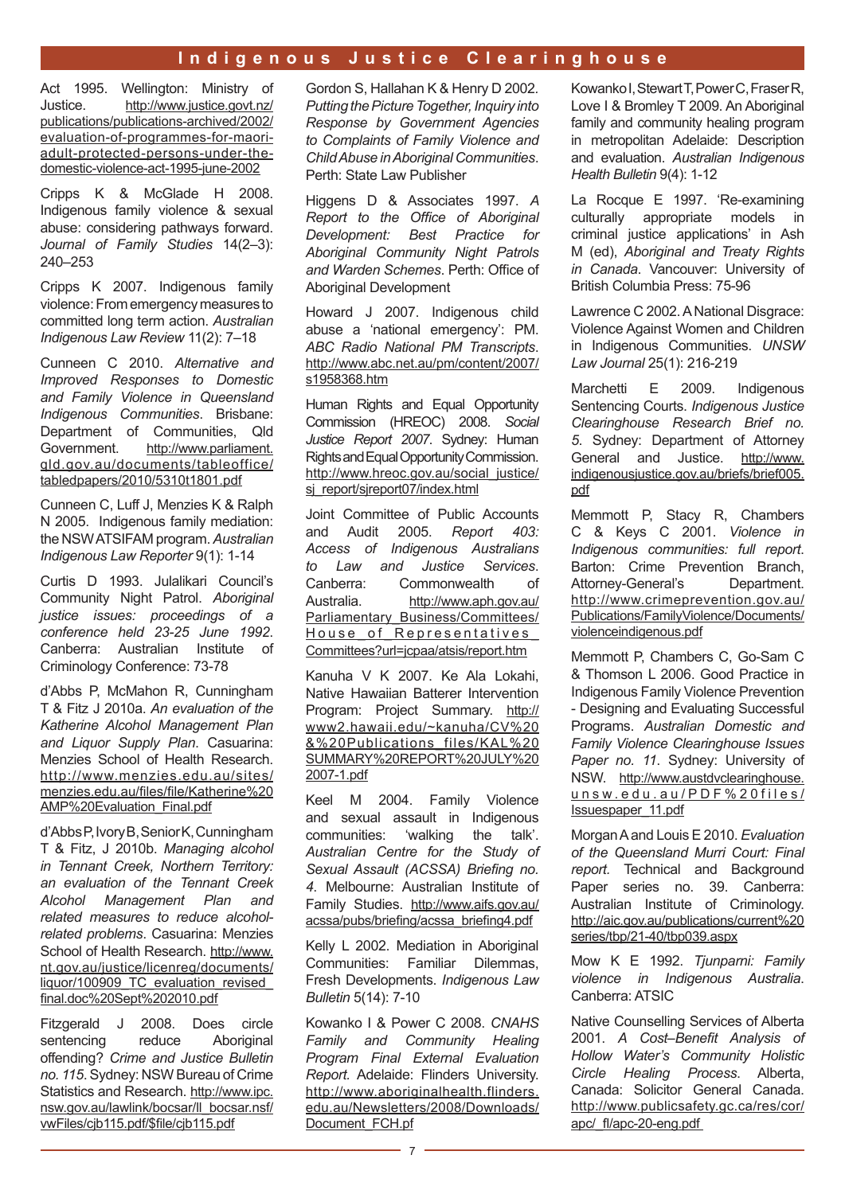Act 1995. Wellington: Ministry of Justice. http://www.justice.govt.nz/publications/publications-archived/2002/evaluation-of-programmes-for-maori-adult-protected-persons-under-the-domestic-violence-act-1995-june-2002

Cripps K & McGlade H 2008. Indigenous family violence & sexual abuse: considering pathways forward. *Journal of Family Studies* 14(2–3): 240–253

Cripps K 2007. Indigenous family violence: From emergency measures to committed long term action. *Australian Indigenous Law Review* 11(2): 7–18

Cunneen C 2010. *Alternative and Improved Responses to Domestic and Family Violence in Queensland Indigenous Communities*. Brisbane: Department of Communities, Qld Government. http://www.parliament.qld.gov.au/documents/tableoffice/tabledpapers/2010/5310t1801.pdf

Cunneen C, Luff J, Menzies K & Ralph N 2005. Indigenous family mediation: the NSW ATSIFAM program. *Australian Indigenous Law Reporter* 9(1): 1-14

Curtis D 1993. Julalikari Council's Community Night Patrol. *Aboriginal justice issues: proceedings of a conference held 23-25 June 1992*. Canberra: Australian Institute of Criminology Conference: 73-78

d'Abbs P, McMahon R, Cunningham T & Fitz J 2010a. *An evaluation of the Katherine Alcohol Management Plan and Liquor Supply Plan*. Casuarina: Menzies School of Health Research. http://www.menzies.edu.au/sites/menzies.edu.au/files/file/Katherine%20AMP%20Evaluation_Final.pdf

d'Abbs P, Ivory B, Senior K, Cunningham T & Fitz, J 2010b. *Managing alcohol in Tennant Creek, Northern Territory: an evaluation of the Tennant Creek Alcohol Management Plan and related measures to reduce alcohol-related problems*. Casuarina: Menzies School of Health Research. http://www.nt.gov.au/justice/licenreg/documents/liquor/100909_TC_evaluation_revised_final.doc%20Sept%202010.pdf

Fitzgerald J 2008. Does circle sentencing reduce Aboriginal offending? *Crime and Justice Bulletin no. 115*. Sydney: NSW Bureau of Crime Statistics and Research. http://www.ipc.nsw.gov.au/lawlink/bocsar/ll_bocsar.nsf/vwFiles/cjb115.pdf/$file/cjb115.pdf

Gordon S, Hallahan K & Henry D 2002. *Putting the Picture Together, Inquiry into Response by Government Agencies to Complaints of Family Violence and Child Abuse in Aboriginal Communities*. Perth: State Law Publisher

Higgens D & Associates 1997. *A Report to the Office of Aboriginal Development: Best Practice for Aboriginal Community Night Patrols and Warden Schemes*. Perth: Office of Aboriginal Development

Howard J 2007. Indigenous child abuse a 'national emergency': PM. *ABC Radio National PM Transcripts*. http://www.abc.net.au/pm/content/2007/s1958368.htm

Human Rights and Equal Opportunity Commission (HREOC) 2008. *Social Justice Report 2007*. Sydney: Human Rights and Equal Opportunity Commission. http://www.hreoc.gov.au/social_justice/sj_report/sjreport07/index.html

Joint Committee of Public Accounts and Audit 2005. *Report 403: Access of Indigenous Australians to Law and Justice Services*. Canberra: Commonwealth of Australia. http://www.aph.gov.au/Parliamentary_Business/Committees/House_of_Representatives_Committees?url=jcpaa/atsis/report.htm

Kanuha V K 2007. Ke Ala Lokahi, Native Hawaiian Batterer Intervention Program: Project Summary. http://www2.hawaii.edu/~kanuha/CV%20&%20Publications_files/KAL%20SUMMARY%20REPORT%20JULY%202007-1.pdf

Keel M 2004. Family Violence and sexual assault in Indigenous communities: 'walking the talk'. *Australian Centre for the Study of Sexual Assault (ACSSA) Briefing no. 4*. Melbourne: Australian Institute of Family Studies. http://www.aifs.gov.au/acssa/pubs/briefing/acssa_briefing4.pdf

Kelly L 2002. Mediation in Aboriginal Communities: Familiar Dilemmas, Fresh Developments. *Indigenous Law Bulletin* 5(14): 7-10

Kowanko I & Power C 2008. *CNAHS Family and Community Healing Program Final External Evaluation Report.* Adelaide: Flinders University. http://www.aboriginalhealth.flinders.edu.au/Newsletters/2008/Downloads/Document_FCH.pf

Kowanko I, Stewart T, Power C, Fraser R, Love I & Bromley T 2009. An Aboriginal family and community healing program in metropolitan Adelaide: Description and evaluation. *Australian Indigenous Health Bulletin* 9(4): 1-12

La Rocque E 1997. 'Re-examining culturally appropriate models in criminal justice applications' in Ash M (ed), *Aboriginal and Treaty Rights in Canada*. Vancouver: University of British Columbia Press: 75-96

Lawrence C 2002. A National Disgrace: Violence Against Women and Children in Indigenous Communities. *UNSW Law Journal* 25(1): 216-219

Marchetti E 2009. Indigenous Sentencing Courts. *Indigenous Justice Clearinghouse Research Brief no. 5*. Sydney: Department of Attorney General and Justice. http://www.indigenousjustice.gov.au/briefs/brief005.pdf

Memmott P, Stacy R, Chambers C & Keys C 2001. *Violence in Indigenous communities: full report*. Barton: Crime Prevention Branch, Attorney-General's Department. http://www.crimeprevention.gov.au/Publications/FamilyViolence/Documents/violenceindigenous.pdf

Memmott P, Chambers C, Go-Sam C & Thomson L 2006. Good Practice in Indigenous Family Violence Prevention - Designing and Evaluating Successful Programs. *Australian Domestic and Family Violence Clearinghouse Issues Paper no. 11*. Sydney: University of NSW. http://www.austdvclearinghouse.unsw.edu.au/PDF%20files/Issuespaper_11.pdf

Morgan A and Louis E 2010. *Evaluation of the Queensland Murri Court: Final report.* Technical and Background Paper series no. 39. Canberra: Australian Institute of Criminology. http://aic.gov.au/publications/current%20series/tbp/21-40/tbp039.aspx

Mow K E 1992. *Tjunparni: Family violence in Indigenous Australia*. Canberra: ATSIC

Native Counselling Services of Alberta 2001. *A Cost–Benefit Analysis of Hollow Water's Community Holistic Circle Healing Process*. Alberta, Canada: Solicitor General Canada. http://www.publicsafety.gc.ca/res/cor/apc/_fl/apc-20-eng.pdf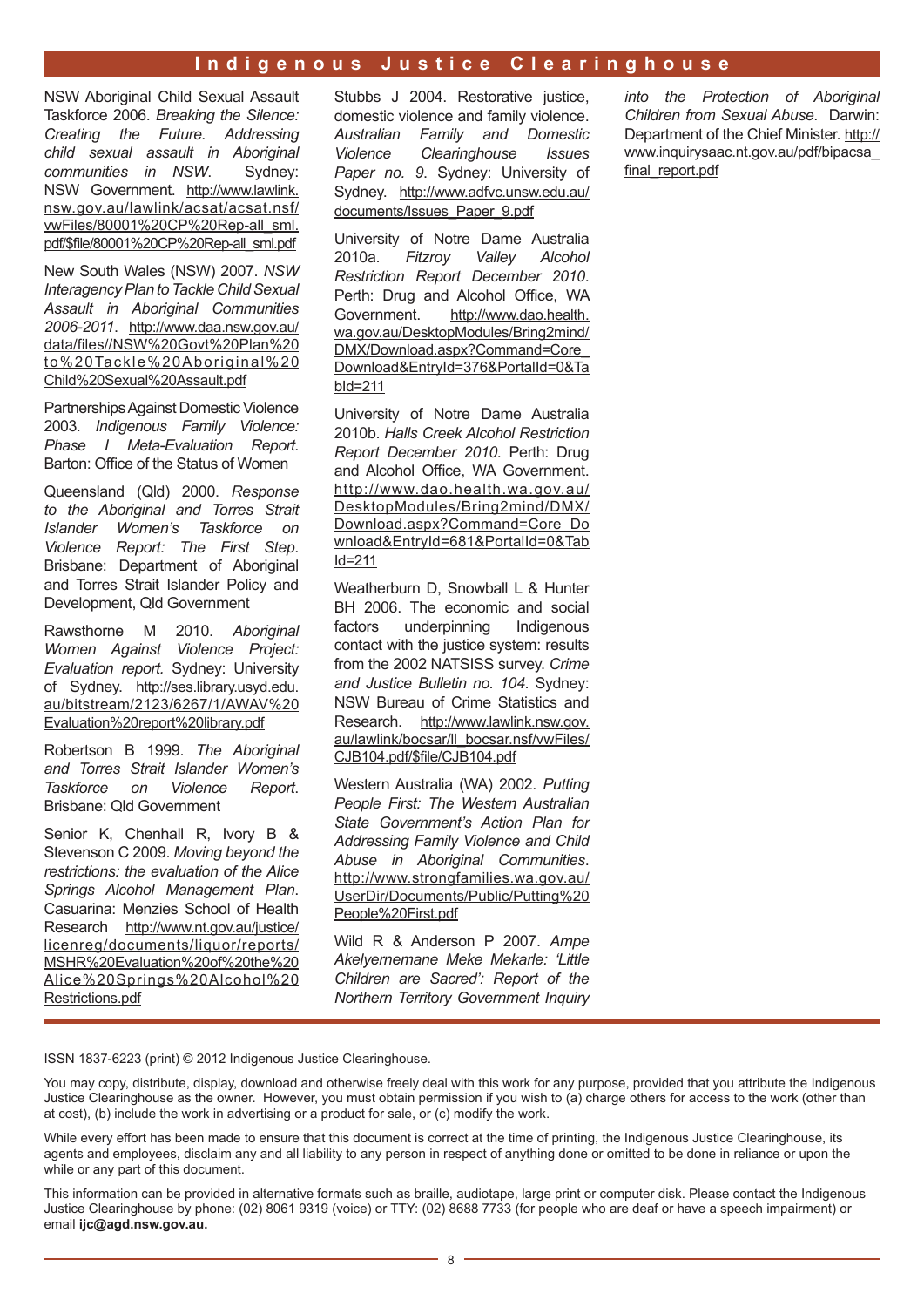NSW Aboriginal Child Sexual Assault Taskforce 2006. *Breaking the Silence: Creating the Future. Addressing child sexual assault in Aboriginal communities in NSW*. Sydney: NSW Government. http://www.lawlink.nsw.gov.au/lawlink/acsat/acsat.nsf/vwFiles/80001%20CP%20Rep-all_sml.pdf/$file/80001%20CP%20Rep-all_sml.pdf

New South Wales (NSW) 2007. *NSW Interagency Plan to Tackle Child Sexual Assault in Aboriginal Communities 2006-2011*. http://www.daa.nsw.gov.au/data/files//NSW%20Govt%20Plan%20to%20Tackle%20Aboriginal%20Child%20Sexual%20Assault.pdf

Partnerships Against Domestic Violence 2003. *Indigenous Family Violence: Phase I Meta-Evaluation Report*. Barton: Office of the Status of Women

Queensland (Qld) 2000. *Response to the Aboriginal and Torres Strait Islander Women's Taskforce on Violence Report: The First Step*. Brisbane: Department of Aboriginal and Torres Strait Islander Policy and Development, Qld Government

Rawsthorne M 2010. *Aboriginal Women Against Violence Project: Evaluation report.* Sydney: University of Sydney. http://ses.library.usyd.edu.au/bitstream/2123/6267/1/AWAV%20Evaluation%20report%20library.pdf

Robertson B 1999. *The Aboriginal and Torres Strait Islander Women's Taskforce on Violence Report*. Brisbane: Qld Government

Senior K, Chenhall R, Ivory B & Stevenson C 2009. *Moving beyond the restrictions: the evaluation of the Alice Springs Alcohol Management Plan*. Casuarina: Menzies School of Health Research http://www.nt.gov.au/justice/licenreg/documents/liquor/reports/MSHR%20Evaluation%20of%20the%20Alice%20Springs%20Alcohol%20Restrictions.pdf

Stubbs J 2004. Restorative justice, domestic violence and family violence. *Australian Family and Domestic Violence Clearinghouse Issues Paper no. 9*. Sydney: University of Sydney. http://www.adfvc.unsw.edu.au/documents/Issues_Paper_9.pdf

University of Notre Dame Australia 2010a. *Fitzroy Valley Alcohol Restriction Report December 2010*. Perth: Drug and Alcohol Office, WA Government. http://www.dao.health.wa.gov.au/DesktopModules/Bring2mind/DMX/Download.aspx?Command=Core_Download&EntryId=376&PortalId=0&TabId=211

University of Notre Dame Australia 2010b. *Halls Creek Alcohol Restriction Report December 2010*. Perth: Drug and Alcohol Office, WA Government. http://www.dao.health.wa.gov.au/DesktopModules/Bring2mind/DMX/Download.aspx?Command=Core_Download&EntryId=681&PortalId=0&TabId=211

Weatherburn D, Snowball L & Hunter BH 2006. The economic and social factors underpinning Indigenous contact with the justice system: results from the 2002 NATSISS survey. *Crime and Justice Bulletin no. 104.* Sydney: NSW Bureau of Crime Statistics and Research. http://www.lawlink.nsw.gov.au/lawlink/bocsar/ll_bocsar.nsf/vwFiles/CJB104.pdf/$file/CJB104.pdf

Western Australia (WA) 2002. *Putting People First: The Western Australian State Government's Action Plan for Addressing Family Violence and Child Abuse in Aboriginal Communities*. http://www.strongfamilies.wa.gov.au/UserDir/Documents/Public/Putting%20People%20First.pdf

Wild R & Anderson P 2007. *Ampe Akelyernemane Meke Mekarle: 'Little Children are Sacred': Report of the Northern Territory Government Inquiry into the Protection of Aboriginal Children from Sexual Abuse*. Darwin: Department of the Chief Minister. http://www.inquirysaac.nt.gov.au/pdf/bipacsa_final_report.pdf

ISSN 1837-6223 (print) © 2012 Indigenous Justice Clearinghouse.

You may copy, distribute, display, download and otherwise freely deal with this work for any purpose, provided that you attribute the Indigenous Justice Clearinghouse as the owner. However, you must obtain permission if you wish to (a) charge others for access to the work (other than at cost), (b) include the work in advertising or a product for sale, or (c) modify the work.

While every effort has been made to ensure that this document is correct at the time of printing, the Indigenous Justice Clearinghouse, its agents and employees, disclaim any and all liability to any person in respect of anything done or omitted to be done in reliance or upon the while or any part of this document.

This information can be provided in alternative formats such as braille, audiotape, large print or computer disk. Please contact the Indigenous Justice Clearinghouse by phone: (02) 8061 9319 (voice) or TTY: (02) 8688 7733 (for people who are deaf or have a speech impairment) or email **ijc@agd.nsw.gov.au.**